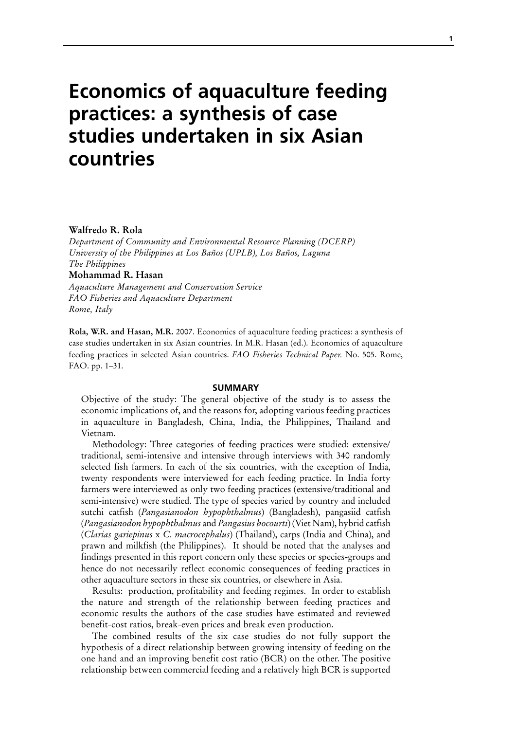# Economics of aquaculture feeding practices: a synthesis of case studies undertaken in six Asian countries

**Walfredo R. Rola**
*Department of Community and Environmental Resource Planning (DCERP)*
*University of the Philippines at Los Baños (UPLB), Los Baños, Laguna*
*The Philippines*
**Mohammad R. Hasan**
*Aquaculture Management and Conservation Service*
*FAO Fisheries and Aquaculture Department*
*Rome, Italy*

**Rola, W.R. and Hasan, M.R.** 2007. Economics of aquaculture feeding practices: a synthesis of case studies undertaken in six Asian countries. In M.R. Hasan (ed.). Economics of aquaculture feeding practices in selected Asian countries. *FAO Fisheries Technical Paper.* No. 505. Rome, FAO. pp. 1–31.

## SUMMARY

Objective of the study: The general objective of the study is to assess the economic implications of, and the reasons for, adopting various feeding practices in aquaculture in Bangladesh, China, India, the Philippines, Thailand and Vietnam.

Methodology: Three categories of feeding practices were studied: extensive/traditional, semi-intensive and intensive through interviews with 340 randomly selected fish farmers. In each of the six countries, with the exception of India, twenty respondents were interviewed for each feeding practice. In India forty farmers were interviewed as only two feeding practices (extensive/traditional and semi-intensive) were studied. The type of species varied by country and included sutchi catfish (*Pangasianodon hypophthalmus*) (Bangladesh), pangasiid catfish (*Pangasianodon hypophthalmus* and *Pangasius bocourti*) (Viet Nam), hybrid catfish (*Clarias gariepinus* x *C. macrocephalus*) (Thailand), carps (India and China), and prawn and milkfish (the Philippines). It should be noted that the analyses and findings presented in this report concern only these species or species-groups and hence do not necessarily reflect economic consequences of feeding practices in other aquaculture sectors in these six countries, or elsewhere in Asia.

Results: production, profitability and feeding regimes. In order to establish the nature and strength of the relationship between feeding practices and economic results the authors of the case studies have estimated and reviewed benefit-cost ratios, break-even prices and break even production.

The combined results of the six case studies do not fully support the hypothesis of a direct relationship between growing intensity of feeding on the one hand and an improving benefit cost ratio (BCR) on the other. The positive relationship between commercial feeding and a relatively high BCR is supported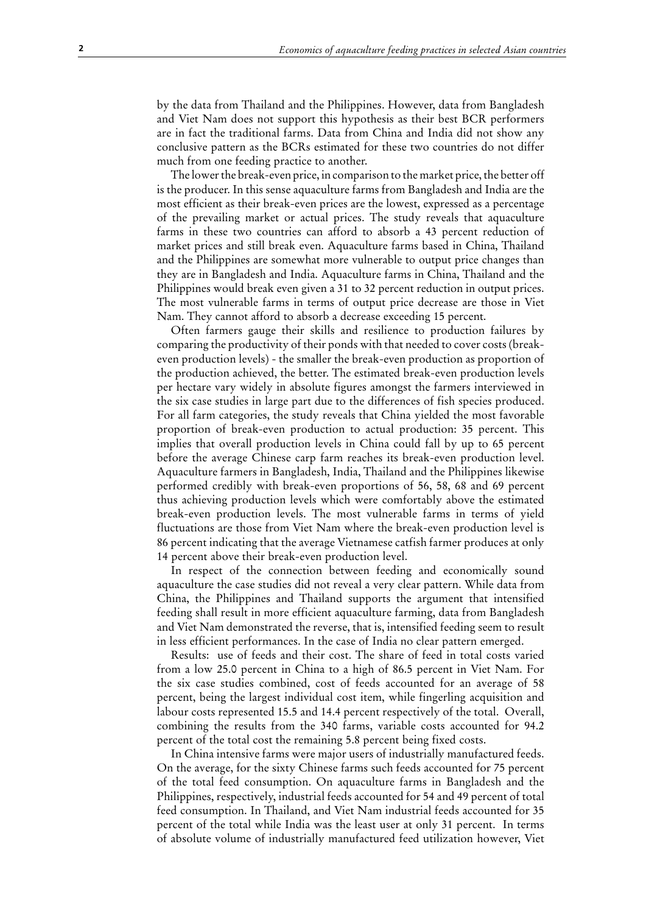by the data from Thailand and the Philippines. However, data from Bangladesh and Viet Nam does not support this hypothesis as their best BCR performers are in fact the traditional farms. Data from China and India did not show any conclusive pattern as the BCRs estimated for these two countries do not differ much from one feeding practice to another.

The lower the break-even price, in comparison to the market price, the better off is the producer. In this sense aquaculture farms from Bangladesh and India are the most efficient as their break-even prices are the lowest, expressed as a percentage of the prevailing market or actual prices. The study reveals that aquaculture farms in these two countries can afford to absorb a 43 percent reduction of market prices and still break even. Aquaculture farms based in China, Thailand and the Philippines are somewhat more vulnerable to output price changes than they are in Bangladesh and India. Aquaculture farms in China, Thailand and the Philippines would break even given a 31 to 32 percent reduction in output prices. The most vulnerable farms in terms of output price decrease are those in Viet Nam. They cannot afford to absorb a decrease exceeding 15 percent.

Often farmers gauge their skills and resilience to production failures by comparing the productivity of their ponds with that needed to cover costs (break-even production levels) - the smaller the break-even production as proportion of the production achieved, the better. The estimated break-even production levels per hectare vary widely in absolute figures amongst the farmers interviewed in the six case studies in large part due to the differences of fish species produced. For all farm categories, the study reveals that China yielded the most favorable proportion of break-even production to actual production: 35 percent. This implies that overall production levels in China could fall by up to 65 percent before the average Chinese carp farm reaches its break-even production level. Aquaculture farmers in Bangladesh, India, Thailand and the Philippines likewise performed credibly with break-even proportions of 56, 58, 68 and 69 percent thus achieving production levels which were comfortably above the estimated break-even production levels. The most vulnerable farms in terms of yield fluctuations are those from Viet Nam where the break-even production level is 86 percent indicating that the average Vietnamese catfish farmer produces at only 14 percent above their break-even production level.

In respect of the connection between feeding and economically sound aquaculture the case studies did not reveal a very clear pattern. While data from China, the Philippines and Thailand supports the argument that intensified feeding shall result in more efficient aquaculture farming, data from Bangladesh and Viet Nam demonstrated the reverse, that is, intensified feeding seem to result in less efficient performances. In the case of India no clear pattern emerged.

Results: use of feeds and their cost. The share of feed in total costs varied from a low 25.0 percent in China to a high of 86.5 percent in Viet Nam. For the six case studies combined, cost of feeds accounted for an average of 58 percent, being the largest individual cost item, while fingerling acquisition and labour costs represented 15.5 and 14.4 percent respectively of the total. Overall, combining the results from the 340 farms, variable costs accounted for 94.2 percent of the total cost the remaining 5.8 percent being fixed costs.

In China intensive farms were major users of industrially manufactured feeds. On the average, for the sixty Chinese farms such feeds accounted for 75 percent of the total feed consumption. On aquaculture farms in Bangladesh and the Philippines, respectively, industrial feeds accounted for 54 and 49 percent of total feed consumption. In Thailand, and Viet Nam industrial feeds accounted for 35 percent of the total while India was the least user at only 31 percent. In terms of absolute volume of industrially manufactured feed utilization however, Viet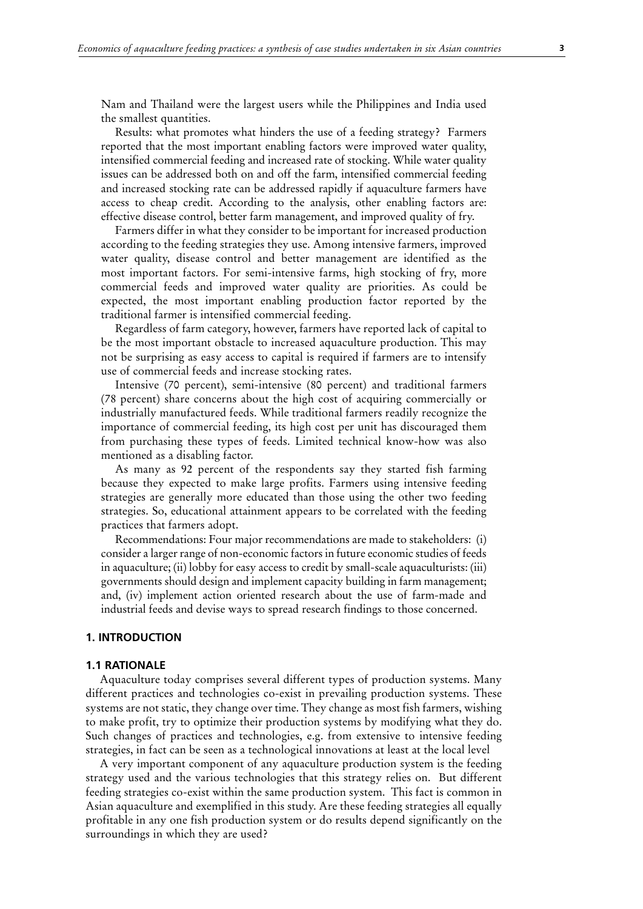Nam and Thailand were the largest users while the Philippines and India used the smallest quantities.

Results: what promotes what hinders the use of a feeding strategy? Farmers reported that the most important enabling factors were improved water quality, intensified commercial feeding and increased rate of stocking. While water quality issues can be addressed both on and off the farm, intensified commercial feeding and increased stocking rate can be addressed rapidly if aquaculture farmers have access to cheap credit. According to the analysis, other enabling factors are: effective disease control, better farm management, and improved quality of fry.

Farmers differ in what they consider to be important for increased production according to the feeding strategies they use. Among intensive farmers, improved water quality, disease control and better management are identified as the most important factors. For semi-intensive farms, high stocking of fry, more commercial feeds and improved water quality are priorities. As could be expected, the most important enabling production factor reported by the traditional farmer is intensified commercial feeding.

Regardless of farm category, however, farmers have reported lack of capital to be the most important obstacle to increased aquaculture production. This may not be surprising as easy access to capital is required if farmers are to intensify use of commercial feeds and increase stocking rates.

Intensive (70 percent), semi-intensive (80 percent) and traditional farmers (78 percent) share concerns about the high cost of acquiring commercially or industrially manufactured feeds. While traditional farmers readily recognize the importance of commercial feeding, its high cost per unit has discouraged them from purchasing these types of feeds. Limited technical know-how was also mentioned as a disabling factor.

As many as 92 percent of the respondents say they started fish farming because they expected to make large profits. Farmers using intensive feeding strategies are generally more educated than those using the other two feeding strategies. So, educational attainment appears to be correlated with the feeding practices that farmers adopt.

Recommendations: Four major recommendations are made to stakeholders: (i) consider a larger range of non-economic factors in future economic studies of feeds in aquaculture; (ii) lobby for easy access to credit by small-scale aquaculturists: (iii) governments should design and implement capacity building in farm management; and, (iv) implement action oriented research about the use of farm-made and industrial feeds and devise ways to spread research findings to those concerned.

## 1. INTRODUCTION

### 1.1 RATIONALE

Aquaculture today comprises several different types of production systems. Many different practices and technologies co-exist in prevailing production systems. These systems are not static, they change over time. They change as most fish farmers, wishing to make profit, try to optimize their production systems by modifying what they do. Such changes of practices and technologies, e.g. from extensive to intensive feeding strategies, in fact can be seen as a technological innovations at least at the local level

A very important component of any aquaculture production system is the feeding strategy used and the various technologies that this strategy relies on. But different feeding strategies co-exist within the same production system. This fact is common in Asian aquaculture and exemplified in this study. Are these feeding strategies all equally profitable in any one fish production system or do results depend significantly on the surroundings in which they are used?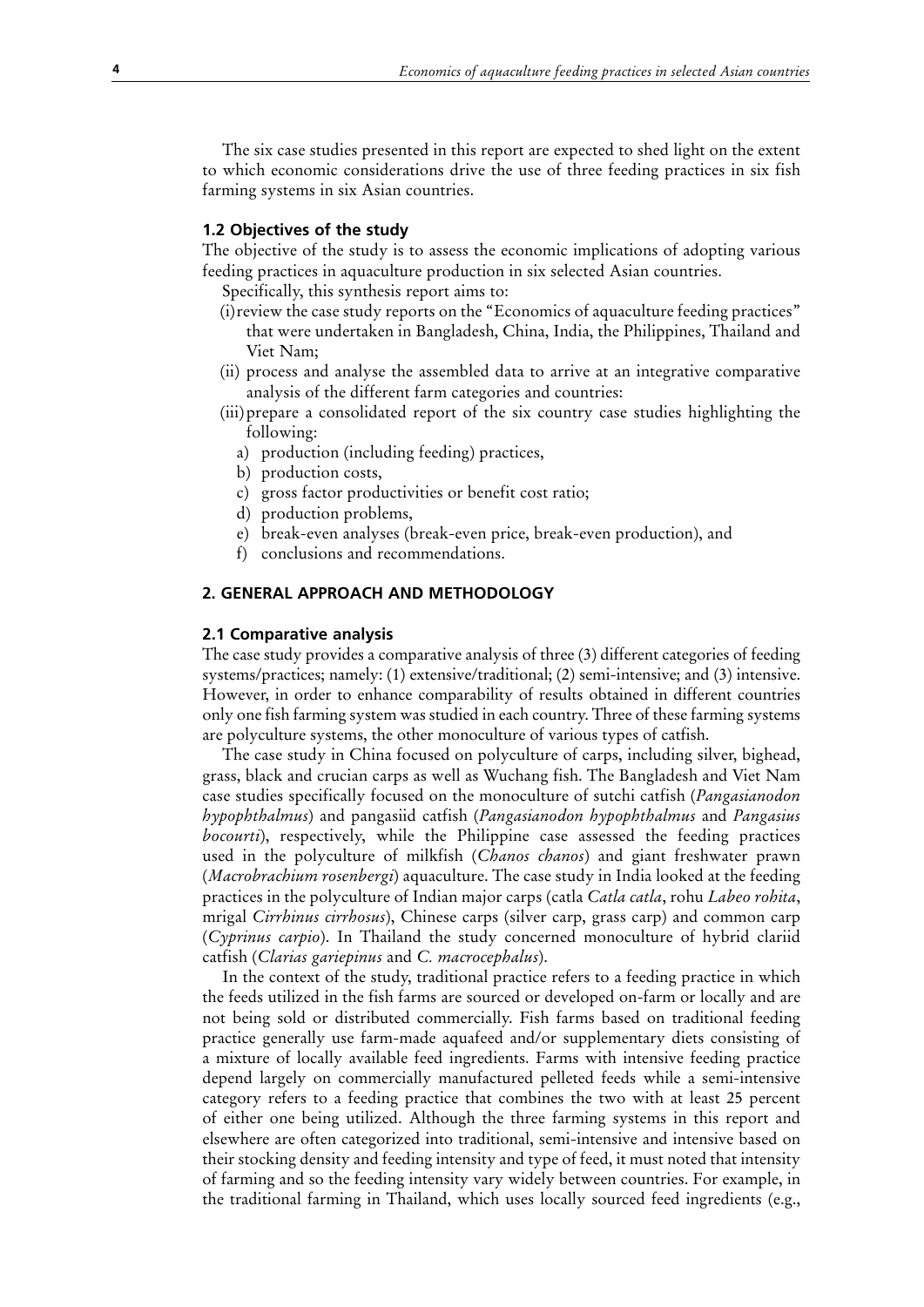The six case studies presented in this report are expected to shed light on the extent to which economic considerations drive the use of three feeding practices in six fish farming systems in six Asian countries.

### 1.2 Objectives of the study

The objective of the study is to assess the economic implications of adopting various feeding practices in aquaculture production in six selected Asian countries.

Specifically, this synthesis report aims to:

(i) review the case study reports on the "Economics of aquaculture feeding practices" that were undertaken in Bangladesh, China, India, the Philippines, Thailand and Viet Nam;

(ii) process and analyse the assembled data to arrive at an integrative comparative analysis of the different farm categories and countries:

(iii) prepare a consolidated report of the six country case studies highlighting the following:

  a) production (including feeding) practices,
  b) production costs,
  c) gross factor productivities or benefit cost ratio;
  d) production problems,
  e) break-even analyses (break-even price, break-even production), and
  f) conclusions and recommendations.

## 2. GENERAL APPROACH AND METHODOLOGY

### 2.1 Comparative analysis

The case study provides a comparative analysis of three (3) different categories of feeding systems/practices; namely: (1) extensive/traditional; (2) semi-intensive; and (3) intensive. However, in order to enhance comparability of results obtained in different countries only one fish farming system was studied in each country. Three of these farming systems are polyculture systems, the other monoculture of various types of catfish.

The case study in China focused on polyculture of carps, including silver, bighead, grass, black and crucian carps as well as Wuchang fish. The Bangladesh and Viet Nam case studies specifically focused on the monoculture of sutchi catfish (*Pangasianodon hypophthalmus*) and pangasiid catfish (*Pangasianodon hypophthalmus* and *Pangasius bocourti*), respectively, while the Philippine case assessed the feeding practices used in the polyculture of milkfish (*Chanos chanos*) and giant freshwater prawn (*Macrobrachium rosenbergi*) aquaculture. The case study in India looked at the feeding practices in the polyculture of Indian major carps (catla *Catla catla*, rohu *Labeo rohita*, mrigal *Cirrhinus cirrhosus*), Chinese carps (silver carp, grass carp) and common carp (*Cyprinus carpio*). In Thailand the study concerned monoculture of hybrid clariid catfish (*Clarias gariepinus* and *C. macrocephalus*).

In the context of the study, traditional practice refers to a feeding practice in which the feeds utilized in the fish farms are sourced or developed on-farm or locally and are not being sold or distributed commercially. Fish farms based on traditional feeding practice generally use farm-made aquafeed and/or supplementary diets consisting of a mixture of locally available feed ingredients. Farms with intensive feeding practice depend largely on commercially manufactured pelleted feeds while a semi-intensive category refers to a feeding practice that combines the two with at least 25 percent of either one being utilized. Although the three farming systems in this report and elsewhere are often categorized into traditional, semi-intensive and intensive based on their stocking density and feeding intensity and type of feed, it must noted that intensity of farming and so the feeding intensity vary widely between countries. For example, in the traditional farming in Thailand, which uses locally sourced feed ingredients (e.g.,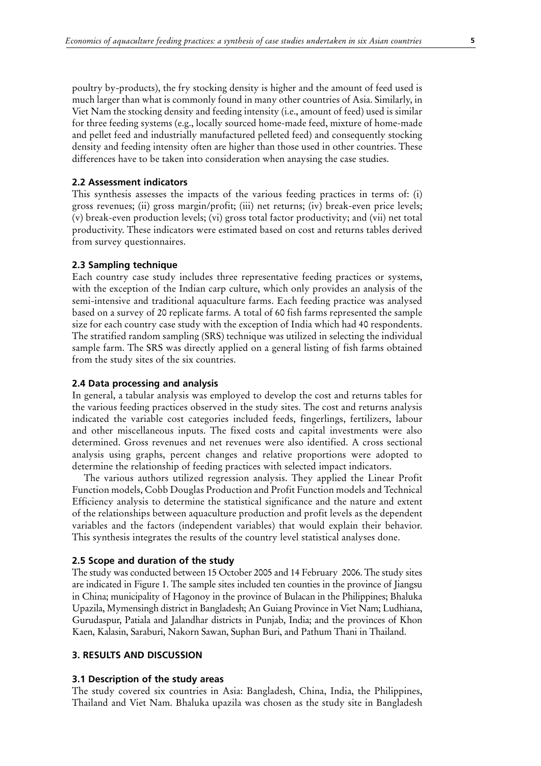poultry by-products), the fry stocking density is higher and the amount of feed used is much larger than what is commonly found in many other countries of Asia. Similarly, in Viet Nam the stocking density and feeding intensity (i.e., amount of feed) used is similar for three feeding systems (e.g., locally sourced home-made feed, mixture of home-made and pellet feed and industrially manufactured pelleted feed) and consequently stocking density and feeding intensity often are higher than those used in other countries. These differences have to be taken into consideration when anaysing the case studies.

### 2.2 Assessment indicators

This synthesis assesses the impacts of the various feeding practices in terms of: (i) gross revenues; (ii) gross margin/profit; (iii) net returns; (iv) break-even price levels; (v) break-even production levels; (vi) gross total factor productivity; and (vii) net total productivity. These indicators were estimated based on cost and returns tables derived from survey questionnaires.

### 2.3 Sampling technique

Each country case study includes three representative feeding practices or systems, with the exception of the Indian carp culture, which only provides an analysis of the semi-intensive and traditional aquaculture farms. Each feeding practice was analysed based on a survey of 20 replicate farms. A total of 60 fish farms represented the sample size for each country case study with the exception of India which had 40 respondents. The stratified random sampling (SRS) technique was utilized in selecting the individual sample farm. The SRS was directly applied on a general listing of fish farms obtained from the study sites of the six countries.

### 2.4 Data processing and analysis

In general, a tabular analysis was employed to develop the cost and returns tables for the various feeding practices observed in the study sites. The cost and returns analysis indicated the variable cost categories included feeds, fingerlings, fertilizers, labour and other miscellaneous inputs. The fixed costs and capital investments were also determined. Gross revenues and net revenues were also identified. A cross sectional analysis using graphs, percent changes and relative proportions were adopted to determine the relationship of feeding practices with selected impact indicators.

The various authors utilized regression analysis. They applied the Linear Profit Function models, Cobb Douglas Production and Profit Function models and Technical Efficiency analysis to determine the statistical significance and the nature and extent of the relationships between aquaculture production and profit levels as the dependent variables and the factors (independent variables) that would explain their behavior. This synthesis integrates the results of the country level statistical analyses done.

### 2.5 Scope and duration of the study

The study was conducted between 15 October 2005 and 14 February 2006. The study sites are indicated in Figure 1. The sample sites included ten counties in the province of Jiangsu in China; municipality of Hagonoy in the province of Bulacan in the Philippines; Bhaluka Upazila, Mymensingh district in Bangladesh; An Guiang Province in Viet Nam; Ludhiana, Gurudaspur, Patiala and Jalandhar districts in Punjab, India; and the provinces of Khon Kaen, Kalasin, Saraburi, Nakorn Sawan, Suphan Buri, and Pathum Thani in Thailand.

## 3. RESULTS AND DISCUSSION

### 3.1 Description of the study areas

The study covered six countries in Asia: Bangladesh, China, India, the Philippines, Thailand and Viet Nam. Bhaluka upazila was chosen as the study site in Bangladesh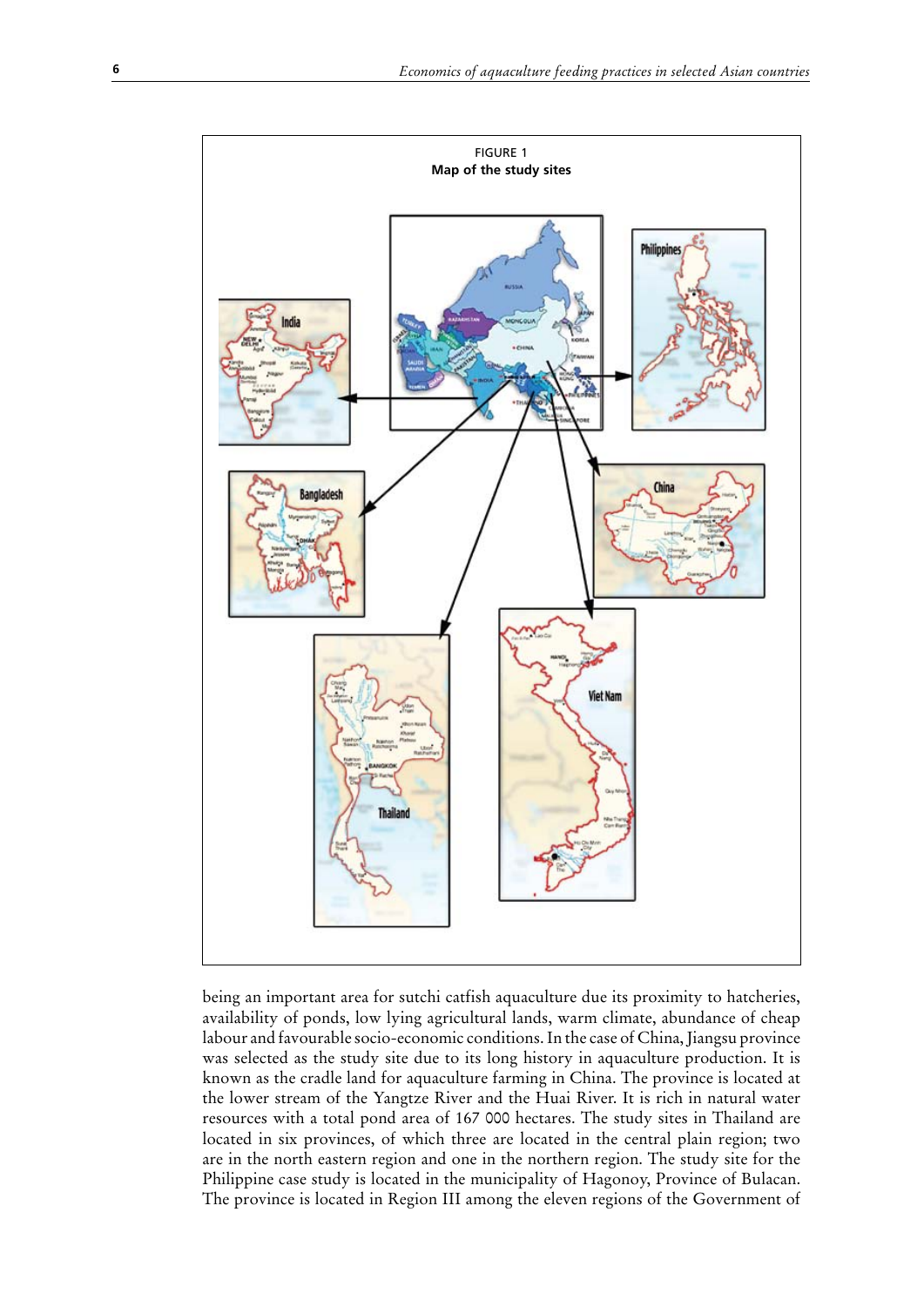FIGURE 1
**Map of the study sites**

being an important area for sutchi catfish aquaculture due its proximity to hatcheries, availability of ponds, low lying agricultural lands, warm climate, abundance of cheap labour and favourable socio-economic conditions. In the case of China, Jiangsu province was selected as the study site due to its long history in aquaculture production. It is known as the cradle land for aquaculture farming in China. The province is located at the lower stream of the Yangtze River and the Huai River. It is rich in natural water resources with a total pond area of 167 000 hectares. The study sites in Thailand are located in six provinces, of which three are located in the central plain region; two are in the north eastern region and one in the northern region. The study site for the Philippine case study is located in the municipality of Hagonoy, Province of Bulacan. The province is located in Region III among the eleven regions of the Government of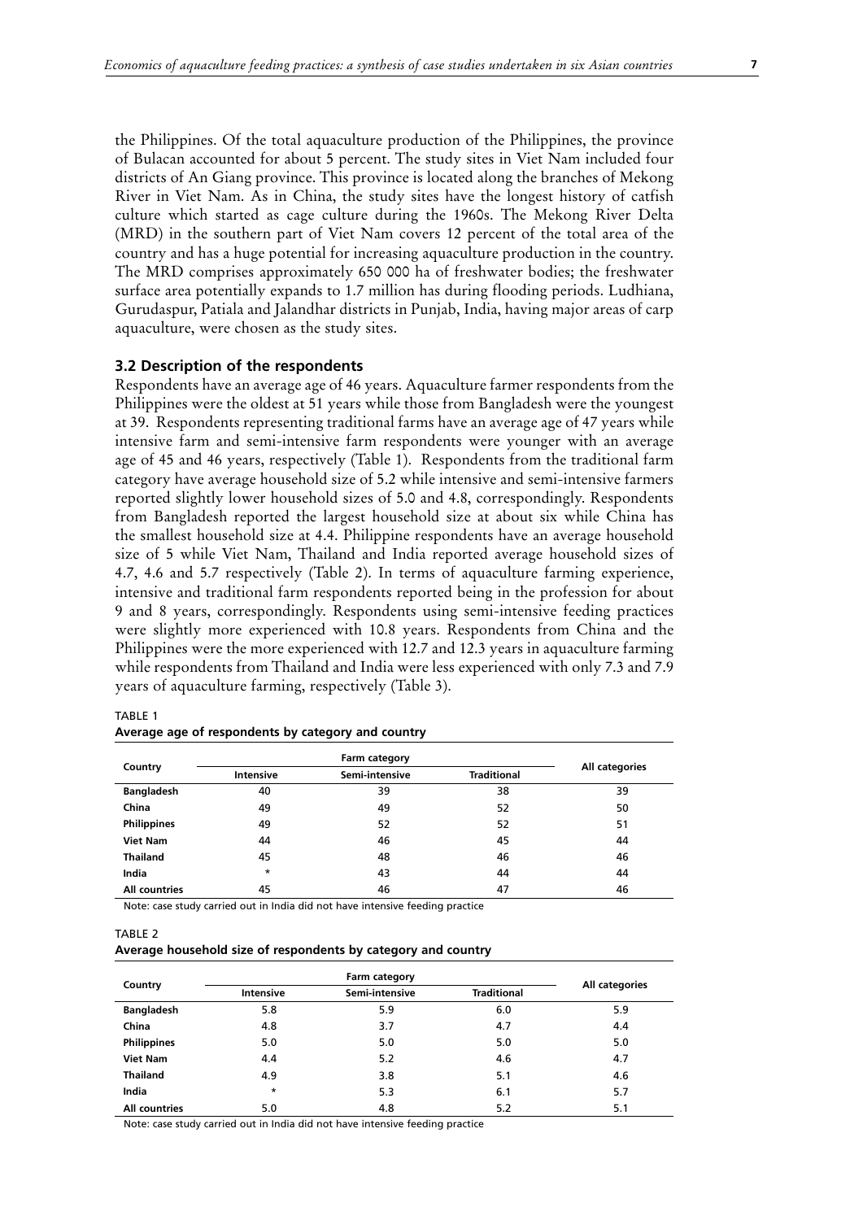the Philippines. Of the total aquaculture production of the Philippines, the province of Bulacan accounted for about 5 percent. The study sites in Viet Nam included four districts of An Giang province. This province is located along the branches of Mekong River in Viet Nam. As in China, the study sites have the longest history of catfish culture which started as cage culture during the 1960s. The Mekong River Delta (MRD) in the southern part of Viet Nam covers 12 percent of the total area of the country and has a huge potential for increasing aquaculture production in the country. The MRD comprises approximately 650 000 ha of freshwater bodies; the freshwater surface area potentially expands to 1.7 million has during flooding periods. Ludhiana, Gurudaspur, Patiala and Jalandhar districts in Punjab, India, having major areas of carp aquaculture, were chosen as the study sites.

### 3.2 Description of the respondents

Respondents have an average age of 46 years. Aquaculture farmer respondents from the Philippines were the oldest at 51 years while those from Bangladesh were the youngest at 39. Respondents representing traditional farms have an average age of 47 years while intensive farm and semi-intensive farm respondents were younger with an average age of 45 and 46 years, respectively (Table 1). Respondents from the traditional farm category have average household size of 5.2 while intensive and semi-intensive farmers reported slightly lower household sizes of 5.0 and 4.8, correspondingly. Respondents from Bangladesh reported the largest household size at about six while China has the smallest household size at 4.4. Philippine respondents have an average household size of 5 while Viet Nam, Thailand and India reported average household sizes of 4.7, 4.6 and 5.7 respectively (Table 2). In terms of aquaculture farming experience, intensive and traditional farm respondents reported being in the profession for about 9 and 8 years, correspondingly. Respondents using semi-intensive feeding practices were slightly more experienced with 10.8 years. Respondents from China and the Philippines were the more experienced with 12.7 and 12.3 years in aquaculture farming while respondents from Thailand and India were less experienced with only 7.3 and 7.9 years of aquaculture farming, respectively (Table 3).

TABLE 1
**Average age of respondents by category and country**

| Country | Farm category | | | All categories |
|---|---|---|---|---|
| | Intensive | Semi-intensive | Traditional | |
| **Bangladesh** | 40 | 39 | 38 | 39 |
| **China** | 49 | 49 | 52 | 50 |
| **Philippines** | 49 | 52 | 52 | 51 |
| **Viet Nam** | 44 | 46 | 45 | 44 |
| **Thailand** | 45 | 48 | 46 | 46 |
| **India** | * | 43 | 44 | 44 |
| **All countries** | 45 | 46 | 47 | 46 |

Note: case study carried out in India did not have intensive feeding practice

TABLE 2
**Average household size of respondents by category and country**

| Country | Farm category | | | All categories |
|---|---|---|---|---|
| | Intensive | Semi-intensive | Traditional | |
| **Bangladesh** | 5.8 | 5.9 | 6.0 | 5.9 |
| **China** | 4.8 | 3.7 | 4.7 | 4.4 |
| **Philippines** | 5.0 | 5.0 | 5.0 | 5.0 |
| **Viet Nam** | 4.4 | 5.2 | 4.6 | 4.7 |
| **Thailand** | 4.9 | 3.8 | 5.1 | 4.6 |
| **India** | * | 5.3 | 6.1 | 5.7 |
| **All countries** | 5.0 | 4.8 | 5.2 | 5.1 |

Note: case study carried out in India did not have intensive feeding practice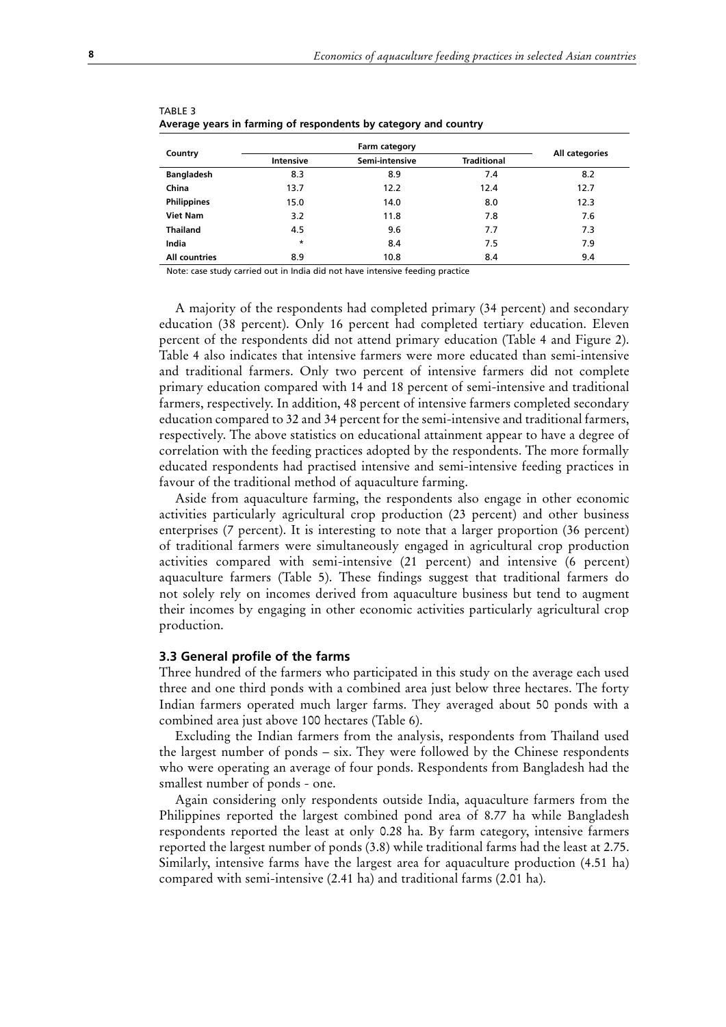TABLE 3
**Average years in farming of respondents by category and country**

| Country | Farm category | | | All categories |
|---|---|---|---|---|
| | Intensive | Semi-intensive | Traditional | |
| **Bangladesh** | 8.3 | 8.9 | 7.4 | 8.2 |
| **China** | 13.7 | 12.2 | 12.4 | 12.7 |
| **Philippines** | 15.0 | 14.0 | 8.0 | 12.3 |
| **Viet Nam** | 3.2 | 11.8 | 7.8 | 7.6 |
| **Thailand** | 4.5 | 9.6 | 7.7 | 7.3 |
| **India** | * | 8.4 | 7.5 | 7.9 |
| **All countries** | 8.9 | 10.8 | 8.4 | 9.4 |

Note: case study carried out in India did not have intensive feeding practice

A majority of the respondents had completed primary (34 percent) and secondary education (38 percent). Only 16 percent had completed tertiary education. Eleven percent of the respondents did not attend primary education (Table 4 and Figure 2). Table 4 also indicates that intensive farmers were more educated than semi-intensive and traditional farmers. Only two percent of intensive farmers did not complete primary education compared with 14 and 18 percent of semi-intensive and traditional farmers, respectively. In addition, 48 percent of intensive farmers completed secondary education compared to 32 and 34 percent for the semi-intensive and traditional farmers, respectively. The above statistics on educational attainment appear to have a degree of correlation with the feeding practices adopted by the respondents. The more formally educated respondents had practised intensive and semi-intensive feeding practices in favour of the traditional method of aquaculture farming.

Aside from aquaculture farming, the respondents also engage in other economic activities particularly agricultural crop production (23 percent) and other business enterprises (7 percent). It is interesting to note that a larger proportion (36 percent) of traditional farmers were simultaneously engaged in agricultural crop production activities compared with semi-intensive (21 percent) and intensive (6 percent) aquaculture farmers (Table 5). These findings suggest that traditional farmers do not solely rely on incomes derived from aquaculture business but tend to augment their incomes by engaging in other economic activities particularly agricultural crop production.

### 3.3 General profile of the farms

Three hundred of the farmers who participated in this study on the average each used three and one third ponds with a combined area just below three hectares. The forty Indian farmers operated much larger farms. They averaged about 50 ponds with a combined area just above 100 hectares (Table 6).

Excluding the Indian farmers from the analysis, respondents from Thailand used the largest number of ponds – six. They were followed by the Chinese respondents who were operating an average of four ponds. Respondents from Bangladesh had the smallest number of ponds - one.

Again considering only respondents outside India, aquaculture farmers from the Philippines reported the largest combined pond area of 8.77 ha while Bangladesh respondents reported the least at only 0.28 ha. By farm category, intensive farmers reported the largest number of ponds (3.8) while traditional farms had the least at 2.75. Similarly, intensive farms have the largest area for aquaculture production (4.51 ha) compared with semi-intensive (2.41 ha) and traditional farms (2.01 ha).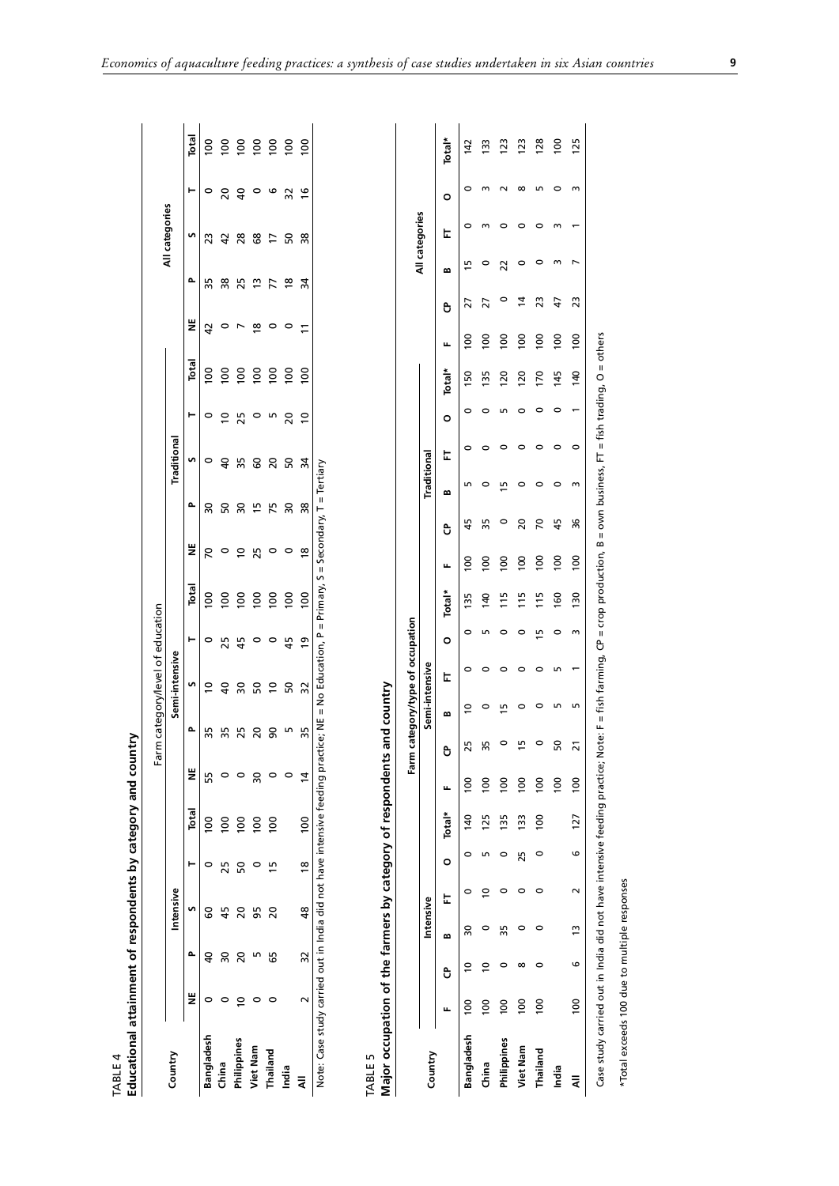TABLE 4
**Educational attainment of respondents by category and country**

| Country | Farm category/level of education | | | | | | | | | | | | | | | | | | | |
|---|---|---|---|---|---|---|---|---|---|---|---|---|---|---|---|---|---|---|---|---|
| | Intensive | | | | | Semi-intensive | | | | | Traditional | | | | | All categories | | | | |
| | NE | P | S | T | Total | NE | P | S | T | Total | NE | P | S | T | Total | NE | P | S | T | Total |
| **Bangladesh** | 0 | 40 | 60 | 0 | 100 | 55 | 35 | 10 | 0 | 100 | 70 | 30 | 0 | 0 | 100 | 42 | 35 | 23 | 0 | 100 |
| **China** | 0 | 30 | 45 | 25 | 100 | 0 | 35 | 40 | 25 | 100 | 0 | 50 | 40 | 10 | 100 | 0 | 38 | 42 | 20 | 100 |
| **Philippines** | 10 | 20 | 20 | 50 | 100 | 0 | 25 | 30 | 45 | 100 | 10 | 30 | 35 | 25 | 100 | 7 | 25 | 28 | 40 | 100 |
| **Viet Nam** | 0 | 5 | 95 | 0 | 100 | 30 | 20 | 50 | 0 | 100 | 25 | 15 | 60 | 0 | 100 | 18 | 13 | 68 | 0 | 100 |
| **Thailand** | 0 | 65 | 20 | 15 | 100 | 0 | 90 | 10 | 0 | 100 | 0 | 75 | 20 | 5 | 100 | 0 | 77 | 17 | 6 | 100 |
| **India** | | | | | | 0 | 5 | 50 | 45 | 100 | 0 | 30 | 50 | 20 | 100 | 0 | 18 | 50 | 32 | 100 |
| **All** | 2 | 32 | 48 | 18 | 100 | 14 | 35 | 32 | 19 | 100 | 18 | 38 | 34 | 10 | 100 | 11 | 34 | 38 | 16 | 100 |

Note: Case study carried out in India did not have intensive feeding practice; NE = No Education, P = Primary, S = Secondary, T = Tertiary

TABLE 5
**Major occupation of the farmers by category of respondents and country**

| Country | Farm category/type of occupation | | | | | | | | | | | | | | | | | | | | | | | |
|---|---|---|---|---|---|---|---|---|---|---|---|---|---|---|---|---|---|---|---|---|---|---|---|---|
| | Intensive | | | | | | Semi-intensive | | | | | | Traditional | | | | | | All categories | | | | | |
| | F | CP | B | FT | O | Total* | F | CP | B | FT | O | Total* | F | CP | B | FT | O | Total* | F | CP | B | FT | O | Total* |
| **Bangladesh** | 100 | 10 | 30 | 0 | 0 | 140 | 100 | 25 | 10 | 0 | 0 | 135 | 100 | 45 | 5 | 0 | 0 | 150 | 100 | 27 | 15 | 0 | 0 | 142 |
| **China** | 100 | 10 | 0 | 10 | 5 | 125 | 100 | 35 | 0 | 0 | 5 | 140 | 100 | 35 | 0 | 0 | 0 | 135 | 100 | 27 | 0 | 3 | 3 | 133 |
| **Philippines** | 100 | 0 | 35 | 0 | 0 | 135 | 100 | 0 | 15 | 0 | 0 | 115 | 100 | 0 | 15 | 0 | 5 | 120 | 100 | 0 | 22 | 0 | 2 | 123 |
| **Viet Nam** | 100 | 8 | 0 | 0 | 25 | 133 | 100 | 15 | 0 | 0 | 0 | 115 | 100 | 20 | 0 | 0 | 0 | 120 | 100 | 14 | 0 | 0 | 8 | 123 |
| **Thailand** | 100 | 0 | 0 | 0 | 0 | 100 | 100 | 0 | 0 | 0 | 15 | 115 | 100 | 70 | 0 | 0 | 0 | 170 | 100 | 23 | 0 | 0 | 5 | 128 |
| **India** | | | | | | | 100 | 50 | 5 | 5 | 0 | 160 | 100 | 45 | 0 | 0 | 0 | 145 | 100 | 47 | 3 | 3 | 0 | 100 |
| **All** | 100 | 6 | 13 | 2 | 6 | 127 | 100 | 21 | 5 | 1 | 3 | 130 | 100 | 36 | 3 | 0 | 1 | 140 | 100 | 23 | 7 | 1 | 3 | 125 |

Case study carried out in India did not have intensive feeding practice; Note: F = fish farming, CP = crop production, B = own business, FT = fish trading, O = others

*Total exceeds 100 due to multiple responses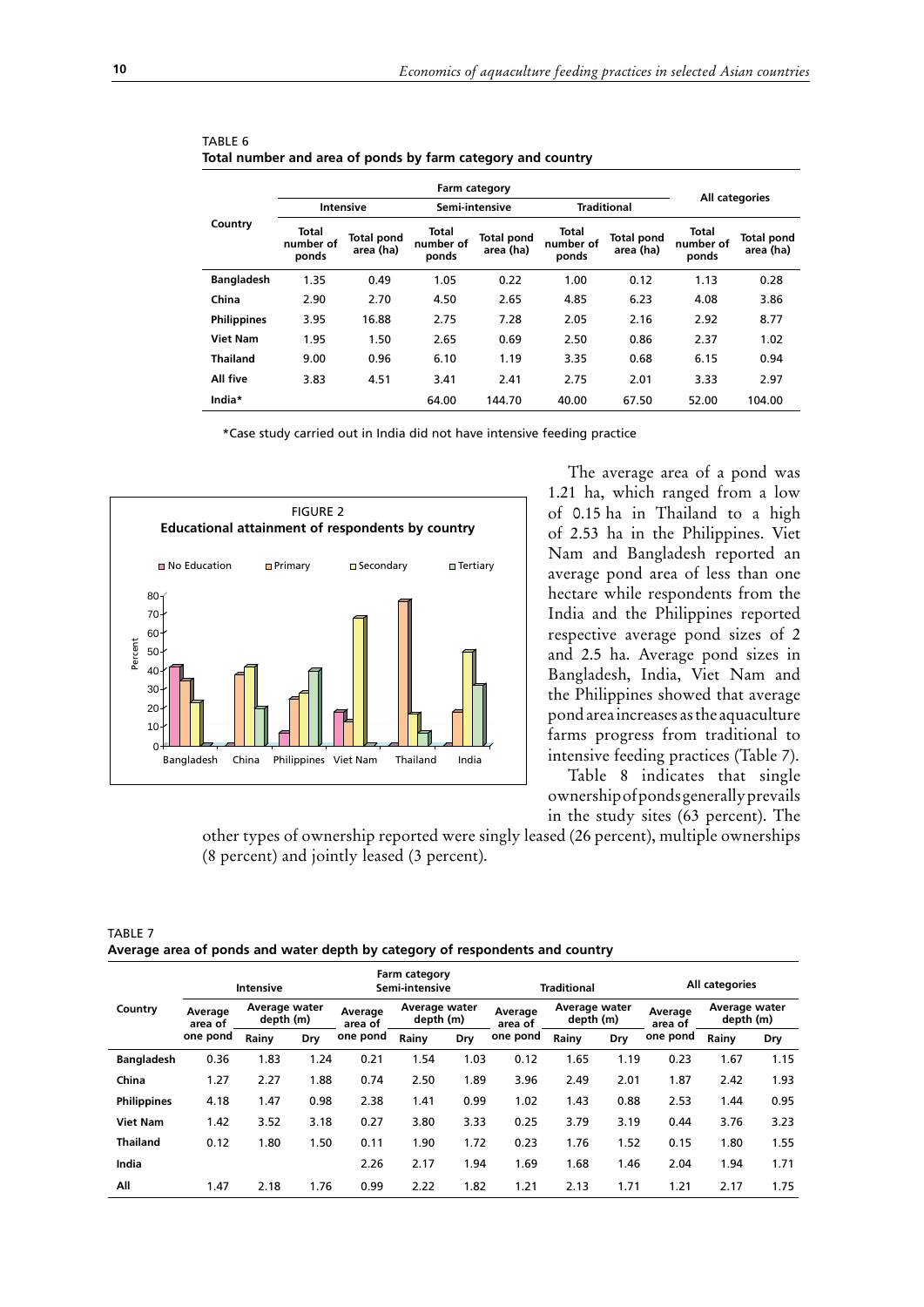TABLE 6
**Total number and area of ponds by farm category and country**

| Country | Farm category | | | | | | All categories | |
|---|---|---|---|---|---|---|---|---|
| | Intensive | | Semi-intensive | | Traditional | | | |
| | Total number of ponds | Total pond area (ha) | Total number of ponds | Total pond area (ha) | Total number of ponds | Total pond area (ha) | Total number of ponds | Total pond area (ha) |
| **Bangladesh** | 1.35 | 0.49 | 1.05 | 0.22 | 1.00 | 0.12 | 1.13 | 0.28 |
| **China** | 2.90 | 2.70 | 4.50 | 2.65 | 4.85 | 6.23 | 4.08 | 3.86 |
| **Philippines** | 3.95 | 16.88 | 2.75 | 7.28 | 2.05 | 2.16 | 2.92 | 8.77 |
| **Viet Nam** | 1.95 | 1.50 | 2.65 | 0.69 | 2.50 | 0.86 | 2.37 | 1.02 |
| **Thailand** | 9.00 | 0.96 | 6.10 | 1.19 | 3.35 | 0.68 | 6.15 | 0.94 |
| **All five** | 3.83 | 4.51 | 3.41 | 2.41 | 2.75 | 2.01 | 3.33 | 2.97 |
| **India*** | | | 64.00 | 144.70 | 40.00 | 67.50 | 52.00 | 104.00 |

*Case study carried out in India did not have intensive feeding practice

FIGURE 2
**Educational attainment of respondents by country**

The average area of a pond was 1.21 ha, which ranged from a low of 0.15 ha in Thailand to a high of 2.53 ha in the Philippines. Viet Nam and Bangladesh reported an average pond area of less than one hectare while respondents from the India and the Philippines reported respective average pond sizes of 2 and 2.5 ha. Average pond sizes in Bangladesh, India, Viet Nam and the Philippines showed that average pond area increases as the aquaculture farms progress from traditional to intensive feeding practices (Table 7).

Table 8 indicates that single ownership of ponds generally prevails in the study sites (63 percent). The other types of ownership reported were singly leased (26 percent), multiple ownerships (8 percent) and jointly leased (3 percent).

TABLE 7
**Average area of ponds and water depth by category of respondents and country**

| Country | Farm category | | | | | | | | | All categories | | |
|---|---|---|---|---|---|---|---|---|---|---|---|---|
| | Intensive | | | Semi-intensive | | | Traditional | | | | | |
| | Average area of one pond | Average water depth (m) | | Average area of one pond | Average water depth (m) | | Average area of one pond | Average water depth (m) | | Average area of one pond | Average water depth (m) | |
| | | Rainy | Dry | | Rainy | Dry | | Rainy | Dry | | Rainy | Dry |
| **Bangladesh** | 0.36 | 1.83 | 1.24 | 0.21 | 1.54 | 1.03 | 0.12 | 1.65 | 1.19 | 0.23 | 1.67 | 1.15 |
| **China** | 1.27 | 2.27 | 1.88 | 0.74 | 2.50 | 1.89 | 3.96 | 2.49 | 2.01 | 1.87 | 2.42 | 1.93 |
| **Philippines** | 4.18 | 1.47 | 0.98 | 2.38 | 1.41 | 0.99 | 1.02 | 1.43 | 0.88 | 2.53 | 1.44 | 0.95 |
| **Viet Nam** | 1.42 | 3.52 | 3.18 | 0.27 | 3.80 | 3.33 | 0.25 | 3.79 | 3.19 | 0.44 | 3.76 | 3.23 |
| **Thailand** | 0.12 | 1.80 | 1.50 | 0.11 | 1.90 | 1.72 | 0.23 | 1.76 | 1.52 | 0.15 | 1.80 | 1.55 |
| **India** | | | | 2.26 | 2.17 | 1.94 | 1.69 | 1.68 | 1.46 | 2.04 | 1.94 | 1.71 |
| **All** | 1.47 | 2.18 | 1.76 | 0.99 | 2.22 | 1.82 | 1.21 | 2.13 | 1.71 | 1.21 | 2.17 | 1.75 |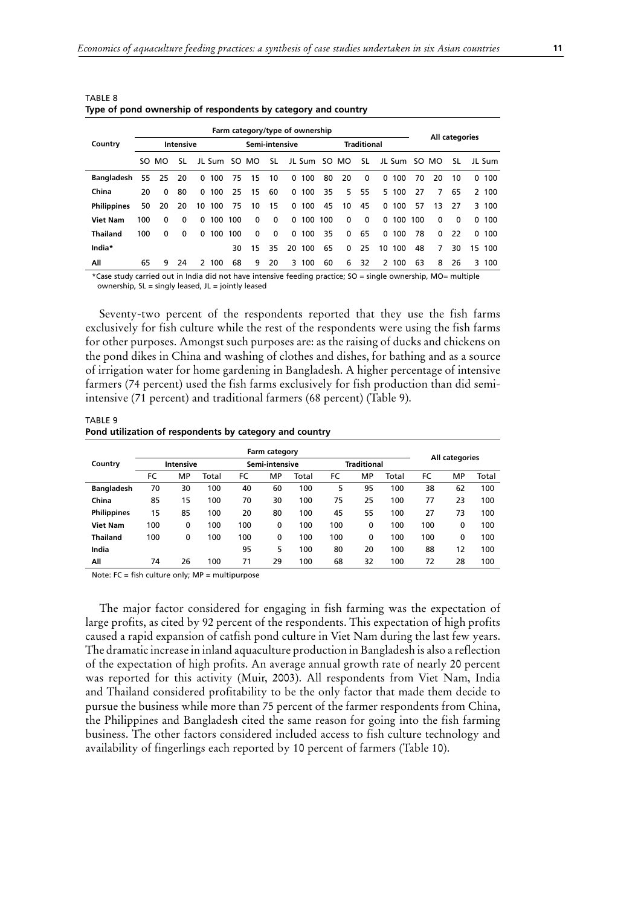TABLE 8
**Type of pond ownership of respondents by category and country**

| Country | Farm category/type of ownership | | | | | | | | | | | | | | | | All categories | | | | |
|---|---|---|---|---|---|---|---|---|---|---|---|---|---|---|---|---|---|---|---|---|---|
| | Intensive | | | | | Semi-intensive | | | | | Traditional | | | | | | | | | |
| | SO | MO | SL | JL | Sum | SO | MO | SL | JL | Sum | SO | MO | SL | JL | Sum | SO | MO | SL | JL | Sum |
| **Bangladesh** | 55 | 25 | 20 | 0 | 100 | 75 | 15 | 10 | 0 | 100 | 80 | 20 | 0 | 0 | 100 | 70 | 20 | 10 | 0 | 100 |
| **China** | 20 | 0 | 80 | 0 | 100 | 25 | 15 | 60 | 0 | 100 | 35 | 5 | 55 | 5 | 100 | 27 | 7 | 65 | 2 | 100 |
| **Philippines** | 50 | 20 | 20 | 10 | 100 | 75 | 10 | 15 | 0 | 100 | 45 | 10 | 45 | 0 | 100 | 57 | 13 | 27 | 3 | 100 |
| **Viet Nam** | 100 | 0 | 0 | 0 | 100 | 100 | 0 | 0 | 0 | 100 | 100 | 0 | 0 | 0 | 100 | 100 | 0 | 0 | 0 | 100 |
| **Thailand** | 100 | 0 | 0 | 0 | 100 | 100 | 0 | 0 | 0 | 100 | 35 | 0 | 65 | 0 | 100 | 78 | 0 | 22 | 0 | 100 |
| **India*** | | | | | | 30 | 15 | 35 | 20 | 100 | 65 | 0 | 25 | 10 | 100 | 48 | 7 | 30 | 15 | 100 |
| **All** | 65 | 9 | 24 | 2 | 100 | 68 | 9 | 20 | 3 | 100 | 60 | 6 | 32 | 2 | 100 | 63 | 8 | 26 | 3 | 100 |

*Case study carried out in India did not have intensive feeding practice; SO = single ownership, MO= multiple ownership, SL = singly leased, JL = jointly leased

Seventy-two percent of the respondents reported that they use the fish farms exclusively for fish culture while the rest of the respondents were using the fish farms for other purposes. Amongst such purposes are: as the raising of ducks and chickens on the pond dikes in China and washing of clothes and dishes, for bathing and as a source of irrigation water for home gardening in Bangladesh. A higher percentage of intensive farmers (74 percent) used the fish farms exclusively for fish production than did semi-intensive (71 percent) and traditional farmers (68 percent) (Table 9).

TABLE 9
**Pond utilization of respondents by category and country**

| Country | Farm category | | | | | | | | | All categories | | |
|---|---|---|---|---|---|---|---|---|---|---|---|---|
| | Intensive | | | Semi-intensive | | | Traditional | | | | | |
| | FC | MP | Total | FC | MP | Total | FC | MP | Total | FC | MP | Total |
| **Bangladesh** | 70 | 30 | 100 | 40 | 60 | 100 | 5 | 95 | 100 | 38 | 62 | 100 |
| **China** | 85 | 15 | 100 | 70 | 30 | 100 | 75 | 25 | 100 | 77 | 23 | 100 |
| **Philippines** | 15 | 85 | 100 | 20 | 80 | 100 | 45 | 55 | 100 | 27 | 73 | 100 |
| **Viet Nam** | 100 | 0 | 100 | 100 | 0 | 100 | 100 | 0 | 100 | 100 | 0 | 100 |
| **Thailand** | 100 | 0 | 100 | 100 | 0 | 100 | 100 | 0 | 100 | 100 | 0 | 100 |
| **India** | | | | 95 | 5 | 100 | 80 | 20 | 100 | 88 | 12 | 100 |
| **All** | 74 | 26 | 100 | 71 | 29 | 100 | 68 | 32 | 100 | 72 | 28 | 100 |

Note: FC = fish culture only; MP = multipurpose

The major factor considered for engaging in fish farming was the expectation of large profits, as cited by 92 percent of the respondents. This expectation of high profits caused a rapid expansion of catfish pond culture in Viet Nam during the last few years. The dramatic increase in inland aquaculture production in Bangladesh is also a reflection of the expectation of high profits. An average annual growth rate of nearly 20 percent was reported for this activity (Muir, 2003). All respondents from Viet Nam, India and Thailand considered profitability to be the only factor that made them decide to pursue the business while more than 75 percent of the farmer respondents from China, the Philippines and Bangladesh cited the same reason for going into the fish farming business. The other factors considered included access to fish culture technology and availability of fingerlings each reported by 10 percent of farmers (Table 10).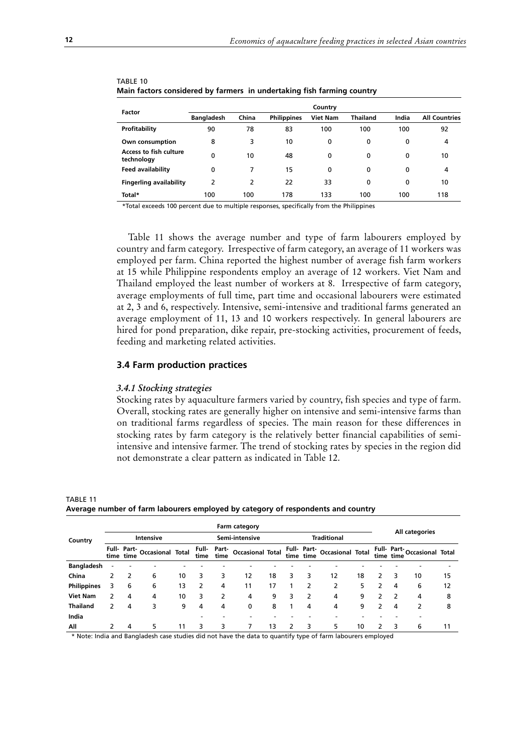TABLE 10
**Main factors considered by farmers in undertaking fish farming country**

| Factor | Country | | | | | | |
|---|---|---|---|---|---|---|---|
| | Bangladesh | China | Philippines | Viet Nam | Thailand | India | All Countries |
| **Profitability** | 90 | 78 | 83 | 100 | 100 | 100 | 92 |
| **Own consumption** | 8 | 3 | 10 | 0 | 0 | 0 | 4 |
| **Access to fish culture technology** | 0 | 10 | 48 | 0 | 0 | 0 | 10 |
| **Feed availability** | 0 | 7 | 15 | 0 | 0 | 0 | 4 |
| **Fingerling availability** | 2 | 2 | 22 | 33 | 0 | 0 | 10 |
| **Total*** | 100 | 100 | 178 | 133 | 100 | 100 | 118 |

*Total exceeds 100 percent due to multiple responses, specifically from the Philippines

Table 11 shows the average number and type of farm labourers employed by country and farm category. Irrespective of farm category, an average of 11 workers was employed per farm. China reported the highest number of average fish farm workers at 15 while Philippine respondents employ an average of 12 workers. Viet Nam and Thailand employed the least number of workers at 8. Irrespective of farm category, average employments of full time, part time and occasional labourers were estimated at 2, 3 and 6, respectively. Intensive, semi-intensive and traditional farms generated an average employment of 11, 13 and 10 workers respectively. In general labourers are hired for pond preparation, dike repair, pre-stocking activities, procurement of feeds, feeding and marketing related activities.

## 3.4 Farm production practices

### *3.4.1 Stocking strategies*

Stocking rates by aquaculture farmers varied by country, fish species and type of farm. Overall, stocking rates are generally higher on intensive and semi-intensive farms than on traditional farms regardless of species. The main reason for these differences in stocking rates by farm category is the relatively better financial capabilities of semi-intensive and intensive farmer. The trend of stocking rates by species in the region did not demonstrate a clear pattern as indicated in Table 12.

TABLE 11
**Average number of farm labourers employed by category of respondents and country**

| Country | Farm category | | | | | | | | | | | | All categories | | | |
|---|---|---|---|---|---|---|---|---|---|---|---|---|---|---|---|---|
| | Intensive | | | | Semi-intensive | | | | Traditional | | | | | | | |
| | Full-time | Part-time | Occasional | Total | Full-time | Part-time | Occasional | Total | Full-time | Part-time | Occasional | Total | Full-time | Part-time | Occasional | Total |
| **Bangladesh** | - | - | - | - | - | - | - | - | - | - | - | - | - | - | - | - |
| **China** | 2 | 2 | 6 | 10 | 3 | 3 | 12 | 18 | 3 | 3 | 12 | 18 | 2 | 3 | 10 | 15 |
| **Philippines** | 3 | 6 | 6 | 13 | 2 | 4 | 11 | 17 | 1 | 2 | 2 | 5 | 2 | 4 | 6 | 12 |
| **Viet Nam** | 2 | 4 | 4 | 10 | 3 | 2 | 4 | 9 | 3 | 2 | 4 | 9 | 2 | 2 | 4 | 8 |
| **Thailand** | 2 | 4 | 3 | 9 | 4 | 4 | 0 | 8 | 1 | 4 | 4 | 9 | 2 | 4 | 2 | 8 |
| **India** | | | | | - | - | - | - | - | - | - | - | - | - | - | |
| **All** | 2 | 4 | 5 | 11 | 3 | 3 | 7 | 13 | 2 | 3 | 5 | 10 | 2 | 3 | 6 | 11 |

* Note: India and Bangladesh case studies did not have the data to quantify type of farm labourers employed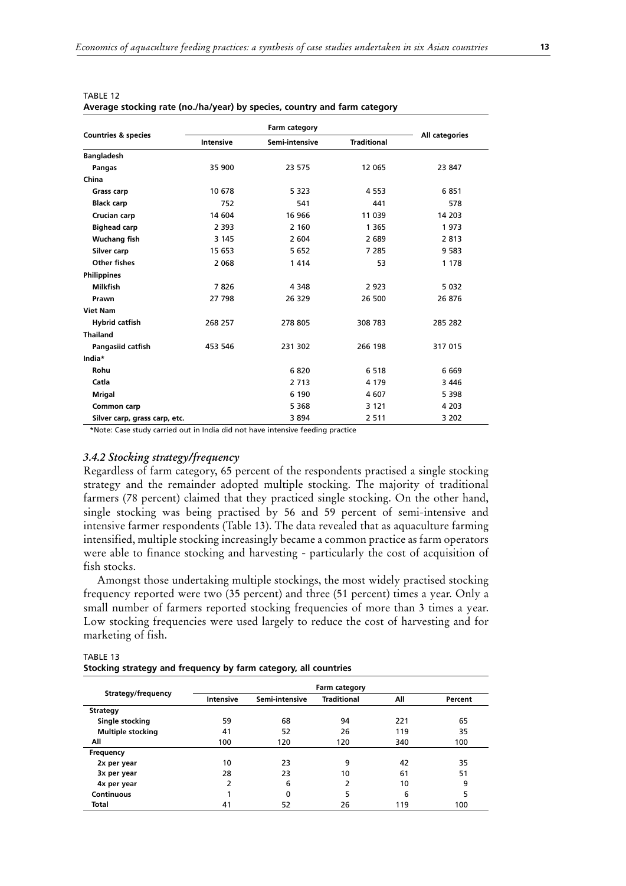TABLE 12
**Average stocking rate (no./ha/year) by species, country and farm category**

| Countries & species | Farm category | | | All categories |
|---|---|---|---|---|
| | Intensive | Semi-intensive | Traditional | |
| **Bangladesh** | | | | |
| Pangas | 35 900 | 23 575 | 12 065 | 23 847 |
| **China** | | | | |
| Grass carp | 10 678 | 5 323 | 4 553 | 6 851 |
| Black carp | 752 | 541 | 441 | 578 |
| Crucian carp | 14 604 | 16 966 | 11 039 | 14 203 |
| Bighead carp | 2 393 | 2 160 | 1 365 | 1 973 |
| Wuchang fish | 3 145 | 2 604 | 2 689 | 2 813 |
| Silver carp | 15 653 | 5 652 | 7 285 | 9 583 |
| Other fishes | 2 068 | 1 414 | 53 | 1 178 |
| **Philippines** | | | | |
| Milkfish | 7 826 | 4 348 | 2 923 | 5 032 |
| Prawn | 27 798 | 26 329 | 26 500 | 26 876 |
| **Viet Nam** | | | | |
| Hybrid catfish | 268 257 | 278 805 | 308 783 | 285 282 |
| **Thailand** | | | | |
| Pangasiid catfish | 453 546 | 231 302 | 266 198 | 317 015 |
| **India*** | | | | |
| Rohu | | 6 820 | 6 518 | 6 669 |
| Catla | | 2 713 | 4 179 | 3 446 |
| Mrigal | | 6 190 | 4 607 | 5 398 |
| Common carp | | 5 368 | 3 121 | 4 203 |
| Silver carp, grass carp, etc. | | 3 894 | 2 511 | 3 202 |

*Note: Case study carried out in India did not have intensive feeding practice

### *3.4.2 Stocking strategy/frequency*

Regardless of farm category, 65 percent of the respondents practised a single stocking strategy and the remainder adopted multiple stocking. The majority of traditional farmers (78 percent) claimed that they practiced single stocking. On the other hand, single stocking was being practised by 56 and 59 percent of semi-intensive and intensive farmer respondents (Table 13). The data revealed that as aquaculture farming intensified, multiple stocking increasingly became a common practice as farm operators were able to finance stocking and harvesting - particularly the cost of acquisition of fish stocks.

Amongst those undertaking multiple stockings, the most widely practised stocking frequency reported were two (35 percent) and three (51 percent) times a year. Only a small number of farmers reported stocking frequencies of more than 3 times a year. Low stocking frequencies were used largely to reduce the cost of harvesting and for marketing of fish.

TABLE 13
**Stocking strategy and frequency by farm category, all countries**

| Strategy/frequency | Farm category | | | | |
|---|---|---|---|---|---|
| | Intensive | Semi-intensive | Traditional | All | Percent |
| **Strategy** | | | | | |
| Single stocking | 59 | 68 | 94 | 221 | 65 |
| Multiple stocking | 41 | 52 | 26 | 119 | 35 |
| All | 100 | 120 | 120 | 340 | 100 |
| **Frequency** | | | | | |
| 2x per year | 10 | 23 | 9 | 42 | 35 |
| 3x per year | 28 | 23 | 10 | 61 | 51 |
| 4x per year | 2 | 6 | 2 | 10 | 9 |
| Continuous | 1 | 0 | 5 | 6 | 5 |
| Total | 41 | 52 | 26 | 119 | 100 |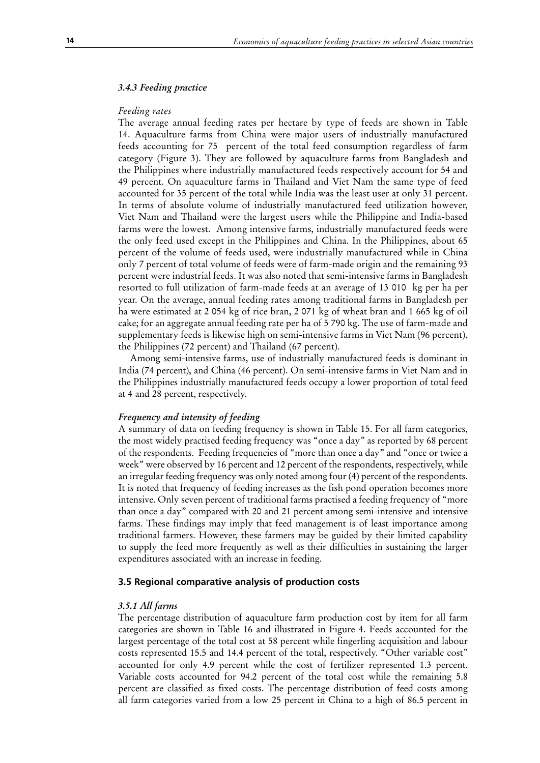### *3.4.3 Feeding practice*

*Feeding rates*

The average annual feeding rates per hectare by type of feeds are shown in Table 14. Aquaculture farms from China were major users of industrially manufactured feeds accounting for 75 percent of the total feed consumption regardless of farm category (Figure 3). They are followed by aquaculture farms from Bangladesh and the Philippines where industrially manufactured feeds respectively account for 54 and 49 percent. On aquaculture farms in Thailand and Viet Nam the same type of feed accounted for 35 percent of the total while India was the least user at only 31 percent. In terms of absolute volume of industrially manufactured feed utilization however, Viet Nam and Thailand were the largest users while the Philippine and India-based farms were the lowest. Among intensive farms, industrially manufactured feeds were the only feed used except in the Philippines and China. In the Philippines, about 65 percent of the volume of feeds used, were industrially manufactured while in China only 7 percent of total volume of feeds were of farm-made origin and the remaining 93 percent were industrial feeds. It was also noted that semi-intensive farms in Bangladesh resorted to full utilization of farm-made feeds at an average of 13 010 kg per ha per year. On the average, annual feeding rates among traditional farms in Bangladesh per ha were estimated at 2 054 kg of rice bran, 2 071 kg of wheat bran and 1 665 kg of oil cake; for an aggregate annual feeding rate per ha of 5 790 kg. The use of farm-made and supplementary feeds is likewise high on semi-intensive farms in Viet Nam (96 percent), the Philippines (72 percent) and Thailand (67 percent).

Among semi-intensive farms, use of industrially manufactured feeds is dominant in India (74 percent), and China (46 percent). On semi-intensive farms in Viet Nam and in the Philippines industrially manufactured feeds occupy a lower proportion of total feed at 4 and 28 percent, respectively.

***Frequency and intensity of feeding***

A summary of data on feeding frequency is shown in Table 15. For all farm categories, the most widely practised feeding frequency was "once a day" as reported by 68 percent of the respondents. Feeding frequencies of "more than once a day" and "once or twice a week" were observed by 16 percent and 12 percent of the respondents, respectively, while an irregular feeding frequency was only noted among four (4) percent of the respondents. It is noted that frequency of feeding increases as the fish pond operation becomes more intensive. Only seven percent of traditional farms practised a feeding frequency of "more than once a day" compared with 20 and 21 percent among semi-intensive and intensive farms. These findings may imply that feed management is of least importance among traditional farmers. However, these farmers may be guided by their limited capability to supply the feed more frequently as well as their difficulties in sustaining the larger expenditures associated with an increase in feeding.

## 3.5 Regional comparative analysis of production costs

### *3.5.1 All farms*

The percentage distribution of aquaculture farm production cost by item for all farm categories are shown in Table 16 and illustrated in Figure 4. Feeds accounted for the largest percentage of the total cost at 58 percent while fingerling acquisition and labour costs represented 15.5 and 14.4 percent of the total, respectively. "Other variable cost" accounted for only 4.9 percent while the cost of fertilizer represented 1.3 percent. Variable costs accounted for 94.2 percent of the total cost while the remaining 5.8 percent are classified as fixed costs. The percentage distribution of feed costs among all farm categories varied from a low 25 percent in China to a high of 86.5 percent in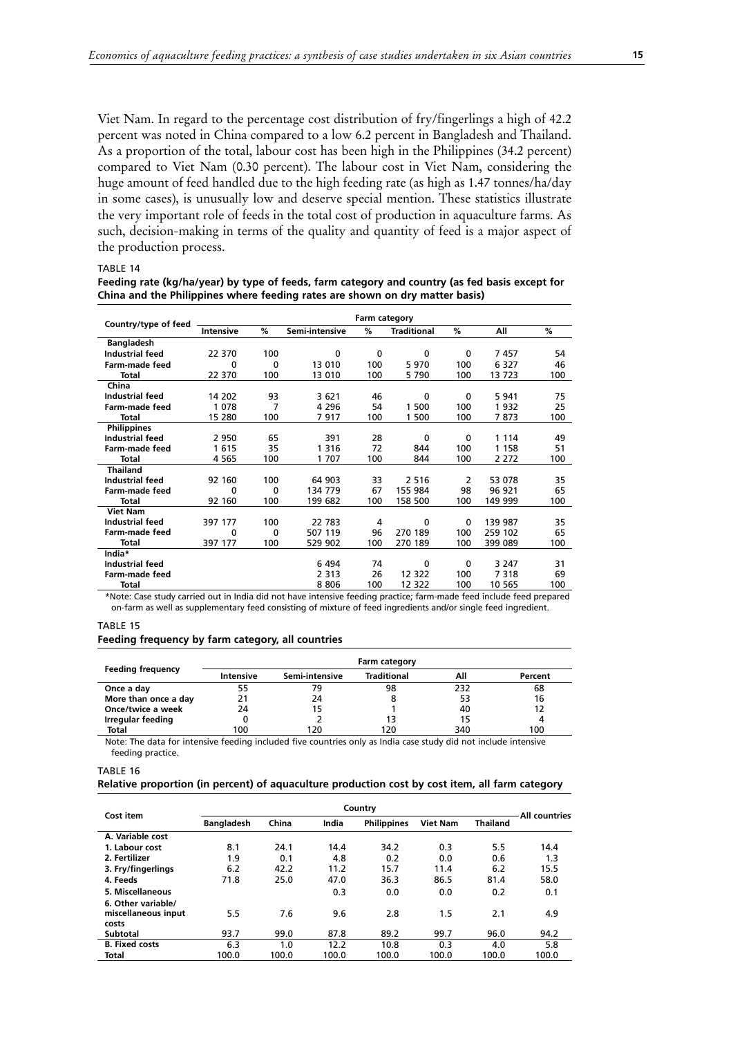Viet Nam. In regard to the percentage cost distribution of fry/fingerlings a high of 42.2 percent was noted in China compared to a low 6.2 percent in Bangladesh and Thailand. As a proportion of the total, labour cost has been high in the Philippines (34.2 percent) compared to Viet Nam (0.30 percent). The labour cost in Viet Nam, considering the huge amount of feed handled due to the high feeding rate (as high as 1.47 tonnes/ha/day in some cases), is unusually low and deserve special mention. These statistics illustrate the very important role of feeds in the total cost of production in aquaculture farms. As such, decision-making in terms of the quality and quantity of feed is a major aspect of the production process.

TABLE 14

**Feeding rate (kg/ha/year) by type of feeds, farm category and country (as fed basis except for China and the Philippines where feeding rates are shown on dry matter basis)**

| Country/type of feed | Farm category | | | | | | | |
|---|---|---|---|---|---|---|---|---|
| | Intensive | % | Semi-intensive | % | Traditional | % | All | % |
| **Bangladesh** | | | | | | | | |
| **Industrial feed** | 22 370 | 100 | 0 | 0 | 0 | 0 | 7 457 | 54 |
| **Farm-made feed** | 0 | 0 | 13 010 | 100 | 5 970 | 100 | 6 327 | 46 |
| **Total** | 22 370 | 100 | 13 010 | 100 | 5 790 | 100 | 13 723 | 100 |
| **China** | | | | | | | | |
| **Industrial feed** | 14 202 | 93 | 3 621 | 46 | 0 | 0 | 5 941 | 75 |
| **Farm-made feed** | 1 078 | 7 | 4 296 | 54 | 1 500 | 100 | 1 932 | 25 |
| **Total** | 15 280 | 100 | 7 917 | 100 | 1 500 | 100 | 7 873 | 100 |
| **Philippines** | | | | | | | | |
| **Industrial feed** | 2 950 | 65 | 391 | 28 | 0 | 0 | 1 114 | 49 |
| **Farm-made feed** | 1 615 | 35 | 1 316 | 72 | 844 | 100 | 1 158 | 51 |
| **Total** | 4 565 | 100 | 1 707 | 100 | 844 | 100 | 2 272 | 100 |
| **Thailand** | | | | | | | | |
| **Industrial feed** | 92 160 | 100 | 64 903 | 33 | 2 516 | 2 | 53 078 | 35 |
| **Farm-made feed** | 0 | 0 | 134 779 | 67 | 155 984 | 98 | 96 921 | 65 |
| **Total** | 92 160 | 100 | 199 682 | 100 | 158 500 | 100 | 149 999 | 100 |
| **Viet Nam** | | | | | | | | |
| **Industrial feed** | 397 177 | 100 | 22 783 | 4 | 0 | 0 | 139 987 | 35 |
| **Farm-made feed** | 0 | 0 | 507 119 | 96 | 270 189 | 100 | 259 102 | 65 |
| **Total** | 397 177 | 100 | 529 902 | 100 | 270 189 | 100 | 399 089 | 100 |
| **India*** | | | | | | | | |
| **Industrial feed** | | | 6 494 | 74 | 0 | 0 | 3 247 | 31 |
| **Farm-made feed** | | | 2 313 | 26 | 12 322 | 100 | 7 318 | 69 |
| **Total** | | | 8 806 | 100 | 12 322 | 100 | 10 565 | 100 |

*Note: Case study carried out in India did not have intensive feeding practice; farm-made feed include feed prepared on-farm as well as supplementary feed consisting of mixture of feed ingredients and/or single feed ingredient.

TABLE 15

**Feeding frequency by farm category, all countries**

| Feeding frequency | Farm category | | | | |
|---|---|---|---|---|---|
| | Intensive | Semi-intensive | Traditional | All | Percent |
| **Once a day** | 55 | 79 | 98 | 232 | 68 |
| **More than once a day** | 21 | 24 | 8 | 53 | 16 |
| **Once/twice a week** | 24 | 15 | 1 | 40 | 12 |
| **Irregular feeding** | 0 | 2 | 13 | 15 | 4 |
| **Total** | 100 | 120 | 120 | 340 | 100 |

Note: The data for intensive feeding included five countries only as India case study did not include intensive feeding practice.

TABLE 16

**Relative proportion (in percent) of aquaculture production cost by cost item, all farm category**

| Cost item | Country | | | | | | All countries |
|---|---|---|---|---|---|---|---|
| | Bangladesh | China | India | Philippines | Viet Nam | Thailand | |
| **A. Variable cost** | | | | | | | |
| **1. Labour cost** | 8.1 | 24.1 | 14.4 | 34.2 | 0.3 | 5.5 | 14.4 |
| **2. Fertilizer** | 1.9 | 0.1 | 4.8 | 0.2 | 0.0 | 0.6 | 1.3 |
| **3. Fry/fingerlings** | 6.2 | 42.2 | 11.2 | 15.7 | 11.4 | 6.2 | 15.5 |
| **4. Feeds** | 71.8 | 25.0 | 47.0 | 36.3 | 86.5 | 81.4 | 58.0 |
| **5. Miscellaneous** | | | 0.3 | 0.0 | 0.0 | 0.2 | 0.1 |
| **6. Other variable/ miscellaneous input costs** | 5.5 | 7.6 | 9.6 | 2.8 | 1.5 | 2.1 | 4.9 |
| **Subtotal** | 93.7 | 99.0 | 87.8 | 89.2 | 99.7 | 96.0 | 94.2 |
| **B. Fixed costs** | 6.3 | 1.0 | 12.2 | 10.8 | 0.3 | 4.0 | 5.8 |
| **Total** | 100.0 | 100.0 | 100.0 | 100.0 | 100.0 | 100.0 | 100.0 |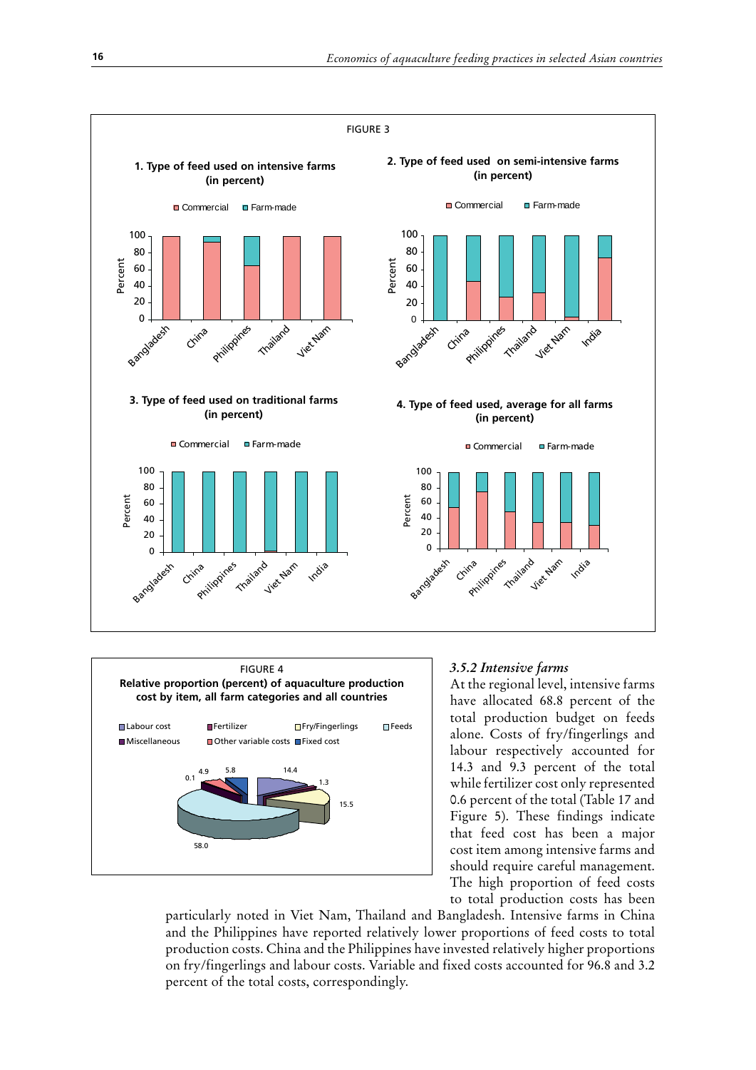FIGURE 3

**1. Type of feed used on intensive farms (in percent)**

**2. Type of feed used on semi-intensive farms (in percent)**

**3. Type of feed used on traditional farms (in percent)**

**4. Type of feed used, average for all farms (in percent)**

FIGURE 4

**Relative proportion (percent) of aquaculture production cost by item, all farm categories and all countries**

### *3.5.2 Intensive farms*

At the regional level, intensive farms have allocated 68.8 percent of the total production budget on feeds alone. Costs of fry/fingerlings and labour respectively accounted for 14.3 and 9.3 percent of the total while fertilizer cost only represented 0.6 percent of the total (Table 17 and Figure 5). These findings indicate that feed cost has been a major cost item among intensive farms and should require careful management. The high proportion of feed costs to total production costs has been particularly noted in Viet Nam, Thailand and Bangladesh. Intensive farms in China and the Philippines have reported relatively lower proportions of feed costs to total production costs. China and the Philippines have invested relatively higher proportions on fry/fingerlings and labour costs. Variable and fixed costs accounted for 96.8 and 3.2 percent of the total costs, correspondingly.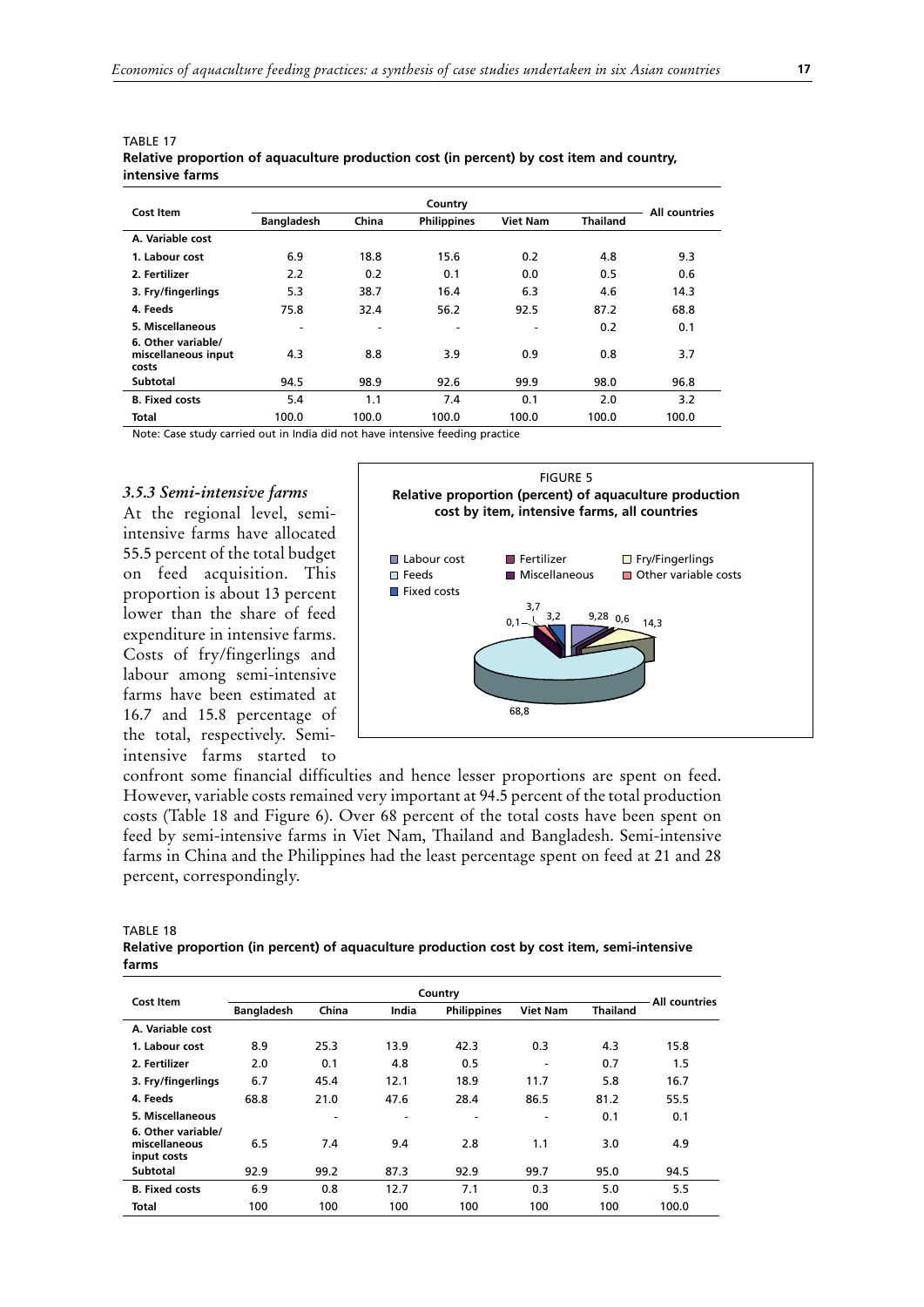TABLE 17
**Relative proportion of aquaculture production cost (in percent) by cost item and country, intensive farms**

| Cost Item | Country | | | | | All countries |
|---|---|---|---|---|---|---|
| | Bangladesh | China | Philippines | Viet Nam | Thailand | |
| **A. Variable cost** | | | | | | |
| **1. Labour cost** | 6.9 | 18.8 | 15.6 | 0.2 | 4.8 | 9.3 |
| **2. Fertilizer** | 2.2 | 0.2 | 0.1 | 0.0 | 0.5 | 0.6 |
| **3. Fry/fingerlings** | 5.3 | 38.7 | 16.4 | 6.3 | 4.6 | 14.3 |
| **4. Feeds** | 75.8 | 32.4 | 56.2 | 92.5 | 87.2 | 68.8 |
| **5. Miscellaneous** | - | - | - | - | 0.2 | 0.1 |
| **6. Other variable/ miscellaneous input costs** | 4.3 | 8.8 | 3.9 | 0.9 | 0.8 | 3.7 |
| **Subtotal** | 94.5 | 98.9 | 92.6 | 99.9 | 98.0 | 96.8 |
| **B. Fixed costs** | 5.4 | 1.1 | 7.4 | 0.1 | 2.0 | 3.2 |
| **Total** | 100.0 | 100.0 | 100.0 | 100.0 | 100.0 | 100.0 |

Note: Case study carried out in India did not have intensive feeding practice

### *3.5.3 Semi-intensive farms*

At the regional level, semi-intensive farms have allocated 55.5 percent of the total budget on feed acquisition. This proportion is about 13 percent lower than the share of feed expenditure in intensive farms. Costs of fry/fingerlings and labour among semi-intensive farms have been estimated at 16.7 and 15.8 percentage of the total, respectively. Semi-intensive farms started to confront some financial difficulties and hence lesser proportions are spent on feed. However, variable costs remained very important at 94.5 percent of the total production costs (Table 18 and Figure 6). Over 68 percent of the total costs have been spent on feed by semi-intensive farms in Viet Nam, Thailand and Bangladesh. Semi-intensive farms in China and the Philippines had the least percentage spent on feed at 21 and 28 percent, correspondingly.

FIGURE 5
**Relative proportion (percent) of aquaculture production cost by item, intensive farms, all countries**

Labour cost
Fertilizer
Fry/Fingerlings
Feeds
Miscellaneous
Other variable costs
Fixed costs

3,7
0,1
3,2
9,28
0,6
14,3
68,8

TABLE 18
**Relative proportion (in percent) of aquaculture production cost by cost item, semi-intensive farms**

| Cost Item | Country | | | | | | All countries |
|---|---|---|---|---|---|---|---|
| | Bangladesh | China | India | Philippines | Viet Nam | Thailand | |
| **A. Variable cost** | | | | | | | |
| **1. Labour cost** | 8.9 | 25.3 | 13.9 | 42.3 | 0.3 | 4.3 | 15.8 |
| **2. Fertilizer** | 2.0 | 0.1 | 4.8 | 0.5 | - | 0.7 | 1.5 |
| **3. Fry/fingerlings** | 6.7 | 45.4 | 12.1 | 18.9 | 11.7 | 5.8 | 16.7 |
| **4. Feeds** | 68.8 | 21.0 | 47.6 | 28.4 | 86.5 | 81.2 | 55.5 |
| **5. Miscellaneous** | | - | - | - | - | 0.1 | 0.1 |
| **6. Other variable/ miscellaneous input costs** | 6.5 | 7.4 | 9.4 | 2.8 | 1.1 | 3.0 | 4.9 |
| **Subtotal** | 92.9 | 99.2 | 87.3 | 92.9 | 99.7 | 95.0 | 94.5 |
| **B. Fixed costs** | 6.9 | 0.8 | 12.7 | 7.1 | 0.3 | 5.0 | 5.5 |
| **Total** | 100 | 100 | 100 | 100 | 100 | 100 | 100.0 |